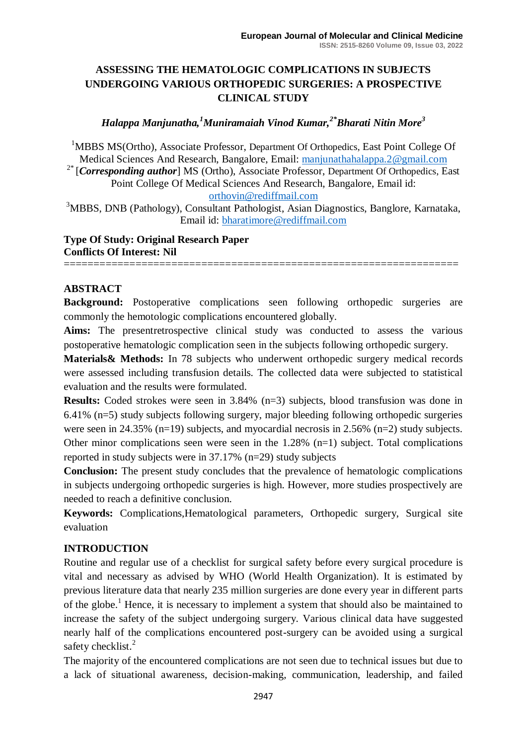# ASSESSING THE HEMATOLOGIC COMPLICATIONS IN SUBJECTS UNDERGOING VARIOUS ORTHOPEDIC SURGERIES: A PROSPECTIVE CLINICAL STUDY

***Halappa Manjunatha,[1] Muniramaiah Vinod Kumar,[2*] Bharati Nitin More[3]***

[1]MBBS MS(Ortho), Associate Professor, Department Of Orthopedics, East Point College Of Medical Sciences And Research, Bangalore, Email: manjunathahalappa.2@gmail.com

[2*] [***Corresponding author***] MS (Ortho), Associate Professor, Department Of Orthopedics, East Point College Of Medical Sciences And Research, Bangalore, Email id: orthovin@rediffmail.com

[3]MBBS, DNB (Pathology), Consultant Pathologist, Asian Diagnostics, Banglore, Karnataka, Email id: bharatimore@rediffmail.com

**Type Of Study: Original Research Paper**
**Conflicts Of Interest: Nil**

================================================================

## ABSTRACT

**Background:** Postoperative complications seen following orthopedic surgeries are commonly the hemotologic complications encountered globally.

**Aims:** The presentretrospective clinical study was conducted to assess the various postoperative hematologic complication seen in the subjects following orthopedic surgery.

**Materials& Methods:** In 78 subjects who underwent orthopedic surgery medical records were assessed including transfusion details. The collected data were subjected to statistical evaluation and the results were formulated.

**Results:** Coded strokes were seen in 3.84% (n=3) subjects, blood transfusion was done in 6.41% (n=5) study subjects following surgery, major bleeding following orthopedic surgeries were seen in 24.35% (n=19) subjects, and myocardial necrosis in 2.56% (n=2) study subjects. Other minor complications seen were seen in the 1.28% (n=1) subject. Total complications reported in study subjects were in 37.17% (n=29) study subjects

**Conclusion:** The present study concludes that the prevalence of hematologic complications in subjects undergoing orthopedic surgeries is high. However, more studies prospectively are needed to reach a definitive conclusion.

**Keywords:** Complications,Hematological parameters, Orthopedic surgery, Surgical site evaluation

## INTRODUCTION

Routine and regular use of a checklist for surgical safety before every surgical procedure is vital and necessary as advised by WHO (World Health Organization). It is estimated by previous literature data that nearly 235 million surgeries are done every year in different parts of the globe.[1] Hence, it is necessary to implement a system that should also be maintained to increase the safety of the subject undergoing surgery. Various clinical data have suggested nearly half of the complications encountered post-surgery can be avoided using a surgical safety checklist.[2]

The majority of the encountered complications are not seen due to technical issues but due to a lack of situational awareness, decision-making, communication, leadership, and failed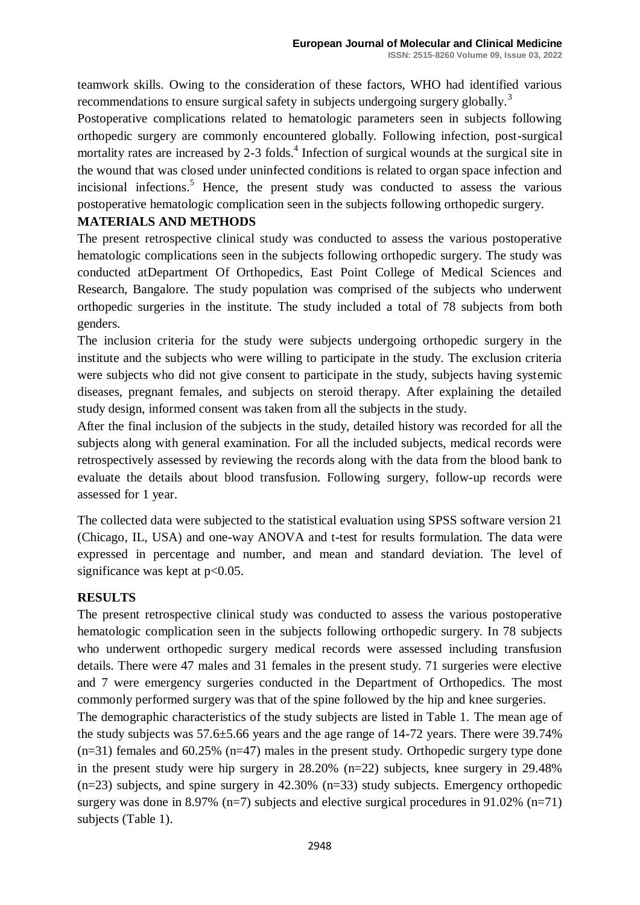teamwork skills. Owing to the consideration of these factors, WHO had identified various recommendations to ensure surgical safety in subjects undergoing surgery globally.[3]

Postoperative complications related to hematologic parameters seen in subjects following orthopedic surgery are commonly encountered globally. Following infection, post-surgical mortality rates are increased by 2-3 folds.[4] Infection of surgical wounds at the surgical site in the wound that was closed under uninfected conditions is related to organ space infection and incisional infections.[5] Hence, the present study was conducted to assess the various postoperative hematologic complication seen in the subjects following orthopedic surgery.

## MATERIALS AND METHODS

The present retrospective clinical study was conducted to assess the various postoperative hematologic complications seen in the subjects following orthopedic surgery. The study was conducted atDepartment Of Orthopedics, East Point College of Medical Sciences and Research, Bangalore. The study population was comprised of the subjects who underwent orthopedic surgeries in the institute. The study included a total of 78 subjects from both genders.

The inclusion criteria for the study were subjects undergoing orthopedic surgery in the institute and the subjects who were willing to participate in the study. The exclusion criteria were subjects who did not give consent to participate in the study, subjects having systemic diseases, pregnant females, and subjects on steroid therapy. After explaining the detailed study design, informed consent was taken from all the subjects in the study.

After the final inclusion of the subjects in the study, detailed history was recorded for all the subjects along with general examination. For all the included subjects, medical records were retrospectively assessed by reviewing the records along with the data from the blood bank to evaluate the details about blood transfusion. Following surgery, follow-up records were assessed for 1 year.

The collected data were subjected to the statistical evaluation using SPSS software version 21 (Chicago, IL, USA) and one-way ANOVA and t-test for results formulation. The data were expressed in percentage and number, and mean and standard deviation. The level of significance was kept at $p<0.05$.

## RESULTS

The present retrospective clinical study was conducted to assess the various postoperative hematologic complication seen in the subjects following orthopedic surgery. In 78 subjects who underwent orthopedic surgery medical records were assessed including transfusion details. There were 47 males and 31 females in the present study. 71 surgeries were elective and 7 were emergency surgeries conducted in the Department of Orthopedics. The most commonly performed surgery was that of the spine followed by the hip and knee surgeries.

The demographic characteristics of the study subjects are listed in Table 1. The mean age of the study subjects was 57.6±5.66 years and the age range of 14-72 years. There were 39.74% (n=31) females and 60.25% (n=47) males in the present study. Orthopedic surgery type done in the present study were hip surgery in 28.20% (n=22) subjects, knee surgery in 29.48% (n=23) subjects, and spine surgery in 42.30% (n=33) study subjects. Emergency orthopedic surgery was done in 8.97% (n=7) subjects and elective surgical procedures in 91.02% (n=71) subjects (Table 1).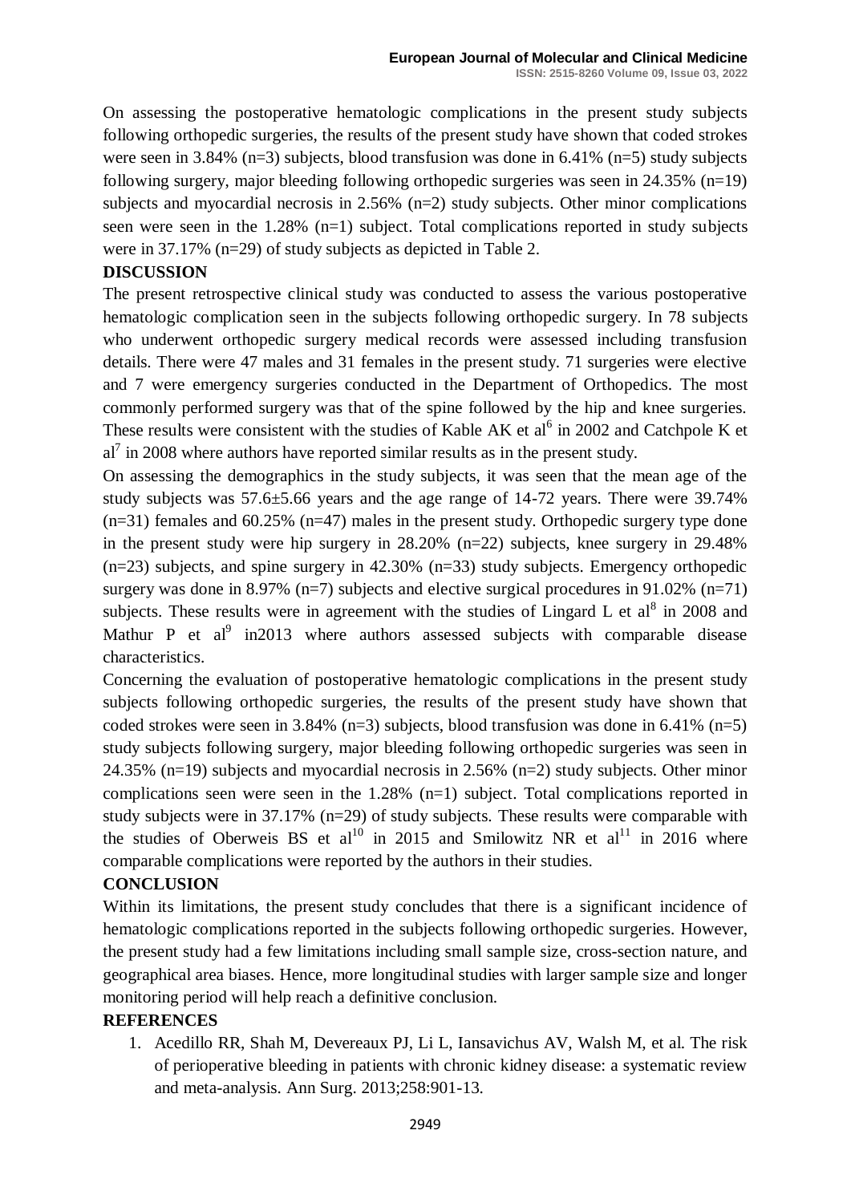On assessing the postoperative hematologic complications in the present study subjects following orthopedic surgeries, the results of the present study have shown that coded strokes were seen in 3.84% (n=3) subjects, blood transfusion was done in 6.41% (n=5) study subjects following surgery, major bleeding following orthopedic surgeries was seen in 24.35% (n=19) subjects and myocardial necrosis in 2.56% (n=2) study subjects. Other minor complications seen were seen in the 1.28% (n=1) subject. Total complications reported in study subjects were in 37.17% (n=29) of study subjects as depicted in Table 2.

## DISCUSSION

The present retrospective clinical study was conducted to assess the various postoperative hematologic complication seen in the subjects following orthopedic surgery. In 78 subjects who underwent orthopedic surgery medical records were assessed including transfusion details. There were 47 males and 31 females in the present study. 71 surgeries were elective and 7 were emergency surgeries conducted in the Department of Orthopedics. The most commonly performed surgery was that of the spine followed by the hip and knee surgeries. These results were consistent with the studies of Kable AK et al[6] in 2002 and Catchpole K et al[7] in 2008 where authors have reported similar results as in the present study.

On assessing the demographics in the study subjects, it was seen that the mean age of the study subjects was 57.6±5.66 years and the age range of 14-72 years. There were 39.74% (n=31) females and 60.25% (n=47) males in the present study. Orthopedic surgery type done in the present study were hip surgery in 28.20% (n=22) subjects, knee surgery in 29.48% (n=23) subjects, and spine surgery in 42.30% (n=33) study subjects. Emergency orthopedic surgery was done in 8.97% (n=7) subjects and elective surgical procedures in 91.02% (n=71) subjects. These results were in agreement with the studies of Lingard L et al[8] in 2008 and Mathur P et al[9] in2013 where authors assessed subjects with comparable disease characteristics.

Concerning the evaluation of postoperative hematologic complications in the present study subjects following orthopedic surgeries, the results of the present study have shown that coded strokes were seen in 3.84% (n=3) subjects, blood transfusion was done in 6.41% (n=5) study subjects following surgery, major bleeding following orthopedic surgeries was seen in 24.35% (n=19) subjects and myocardial necrosis in 2.56% (n=2) study subjects. Other minor complications seen were seen in the 1.28% (n=1) subject. Total complications reported in study subjects were in 37.17% (n=29) of study subjects. These results were comparable with the studies of Oberweis BS et al[10] in 2015 and Smilowitz NR et al[11] in 2016 where comparable complications were reported by the authors in their studies.

## CONCLUSION

Within its limitations, the present study concludes that there is a significant incidence of hematologic complications reported in the subjects following orthopedic surgeries. However, the present study had a few limitations including small sample size, cross-section nature, and geographical area biases. Hence, more longitudinal studies with larger sample size and longer monitoring period will help reach a definitive conclusion.

## REFERENCES

1. Acedillo RR, Shah M, Devereaux PJ, Li L, Iansavichus AV, Walsh M, et al. The risk of perioperative bleeding in patients with chronic kidney disease: a systematic review and meta-analysis. Ann Surg. 2013;258:901-13.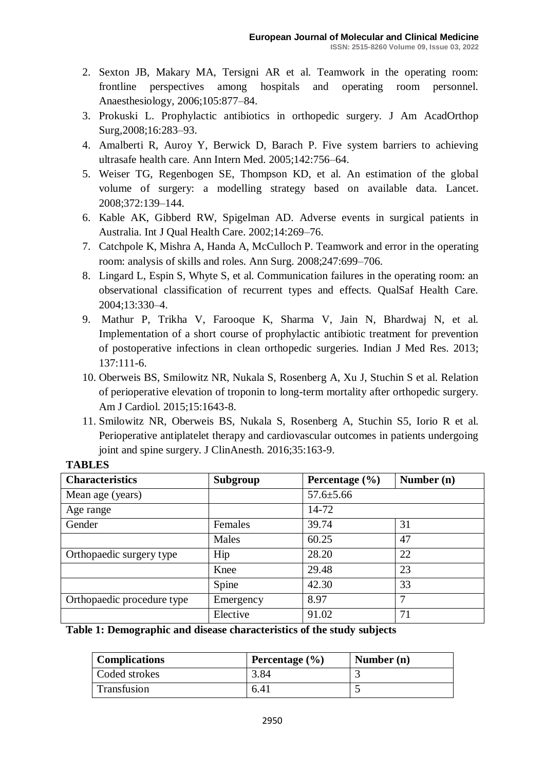2. Sexton JB, Makary MA, Tersigni AR et al. Teamwork in the operating room: frontline perspectives among hospitals and operating room personnel. Anaesthesiology, 2006;105:877–84.
3. Prokuski L. Prophylactic antibiotics in orthopedic surgery. J Am AcadOrthop Surg,2008;16:283–93.
4. Amalberti R, Auroy Y, Berwick D, Barach P. Five system barriers to achieving ultrasafe health care. Ann Intern Med. 2005;142:756–64.
5. Weiser TG, Regenbogen SE, Thompson KD, et al. An estimation of the global volume of surgery: a modelling strategy based on available data. Lancet. 2008;372:139–144.
6. Kable AK, Gibberd RW, Spigelman AD. Adverse events in surgical patients in Australia. Int J Qual Health Care. 2002;14:269–76.
7. Catchpole K, Mishra A, Handa A, McCulloch P. Teamwork and error in the operating room: analysis of skills and roles. Ann Surg. 2008;247:699–706.
8. Lingard L, Espin S, Whyte S, et al. Communication failures in the operating room: an observational classification of recurrent types and effects. QualSaf Health Care. 2004;13:330–4.
9. Mathur P, Trikha V, Farooque K, Sharma V, Jain N, Bhardwaj N, et al. Implementation of a short course of prophylactic antibiotic treatment for prevention of postoperative infections in clean orthopedic surgeries. Indian J Med Res. 2013; 137:111-6.
10. Oberweis BS, Smilowitz NR, Nukala S, Rosenberg A, Xu J, Stuchin S et al. Relation of perioperative elevation of troponin to long-term mortality after orthopedic surgery. Am J Cardiol. 2015;15:1643-8.
11. Smilowitz NR, Oberweis BS, Nukala S, Rosenberg A, Stuchin S5, Iorio R et al. Perioperative antiplatelet therapy and cardiovascular outcomes in patients undergoing joint and spine surgery. J ClinAnesth. 2016;35:163-9.

**TABLES**

| Characteristics | Subgroup | Percentage (%) | Number (n) |
|---|---|---|---|
| Mean age (years) | | 57.6±5.66 | |
| Age range | | 14-72 | |
| Gender | Females | 39.74 | 31 |
| | Males | 60.25 | 47 |
| Orthopaedic surgery type | Hip | 28.20 | 22 |
| | Knee | 29.48 | 23 |
| | Spine | 42.30 | 33 |
| Orthopaedic procedure type | Emergency | 8.97 | 7 |
| | Elective | 91.02 | 71 |

**Table 1: Demographic and disease characteristics of the study subjects**

| Complications | Percentage (%) | Number (n) |
|---|---|---|
| Coded strokes | 3.84 | 3 |
| Transfusion | 6.41 | 5 |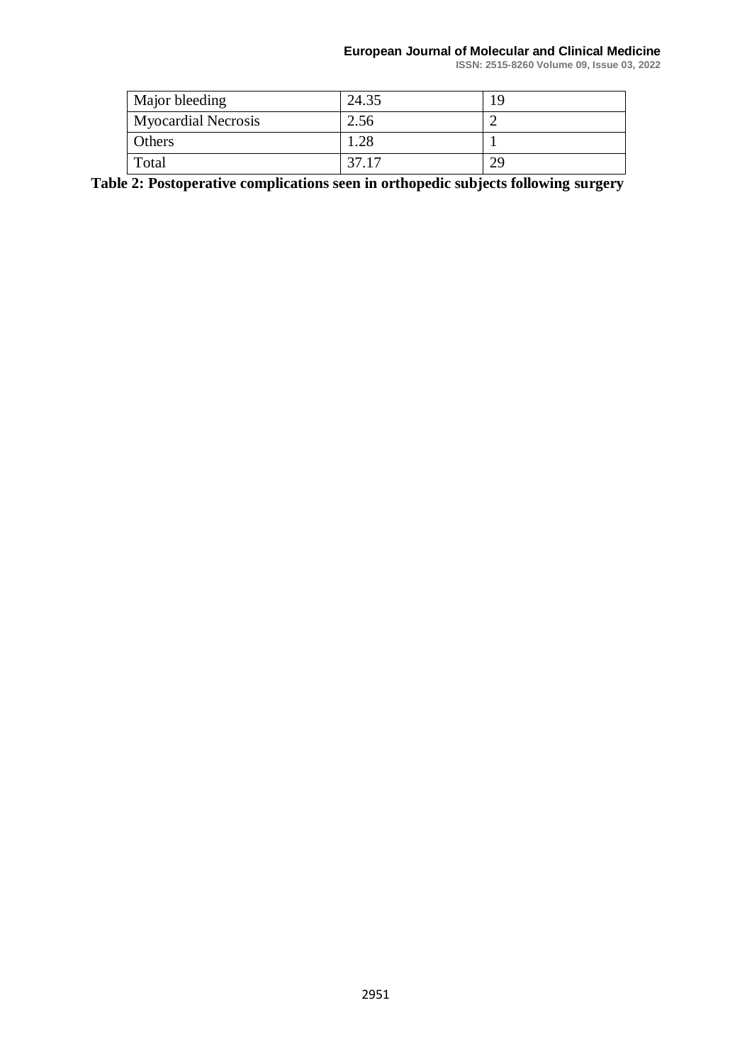| | | |
|---|---|---|
| Major bleeding | 24.35 | 19 |
| Myocardial Necrosis | 2.56 | 2 |
| Others | 1.28 | 1 |
| Total | 37.17 | 29 |

**Table 2: Postoperative complications seen in orthopedic subjects following surgery**